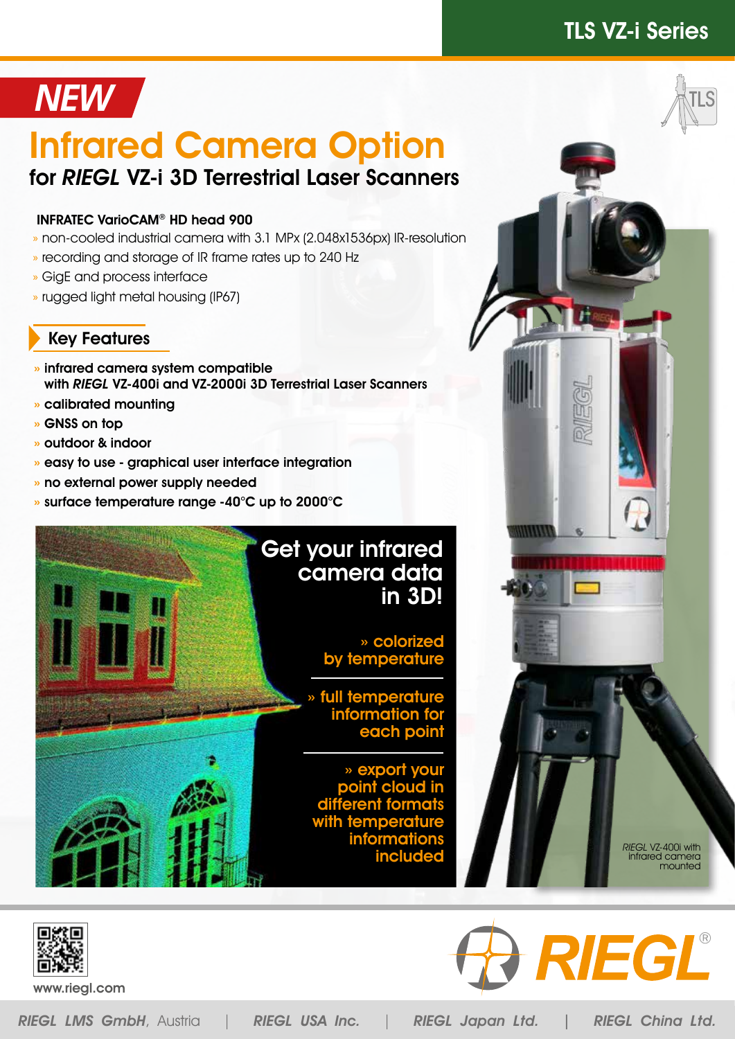TLS VZ-i Series

NEW

# Infrared Camera Option

## for *RIEGL* VZ-i 3D Terrestrial Laser Scanners

**INFRATEC VarioCAM® HD head 900**

- non-cooled industrial camera with 3.1 MPx (2.048x1536px) IR-resolution
- recording and storage of IR frame rates up to 240 Hz
- GigE and process interface
- rugged light metal housing (IP67)

### Key Features

- **infrared camera system compatible with *RIEGL* VZ-400i and VZ-2000i 3D Terrestrial Laser Scanners**
- **calibrated mounting**
- **GNSS on top**
- **outdoor & indoor**
- **easy to use - graphical user interface integration**
- **no external power supply needed**
- **surface temperature range -40°C up to 2000°C**

**Get your infrared camera data in 3D!**

- **colorized by temperature**
- **full temperature information for each point**
- **export your point cloud in different formats with temperature informations included**

*RIEGL* VZ-400i with infrared camera mounted

www.riegl.com

*RIEGL LMS GmbH*, Austria | *RIEGL USA Inc.* | *RIEGL Japan Ltd.* | *RIEGL China Ltd.*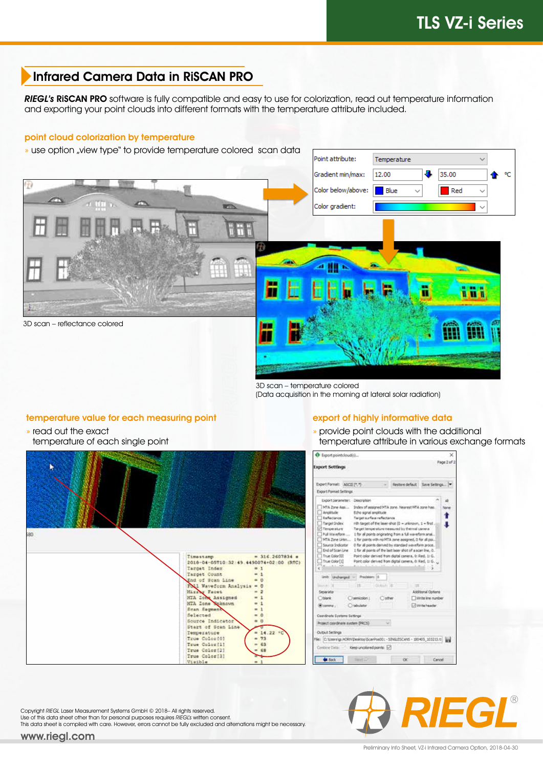## Infrared Camera Data in RiSCAN PRO

***RIEGL's*** **RiSCAN PRO** software is fully compatible and easy to use for colorization, read out temperature information and exporting your point clouds into different formats with the temperature attribute included.

### point cloud colorization by temperature

» use option „view type" to provide temperature colored scan data

Point attribute: Temperature
Gradient min/max: 12.00 35.00 °C
Color below/above: Blue Red
Color gradient:

3D scan – reflectance colored

3D scan – temperature colored
(Data acquisition in the morning at lateral solar radiation)

### temperature value for each measuring point

» read out the exact temperature of each single point

### export of highly informative data

» provide point clouds with the additional temperature attribute in various exchange formats

Copyright *RIEGL* Laser Measurement Systems GmbH © 2018– All rights reserved.
Use of this data sheet other than for personal purposes requires *RIEGL's* written consent.
This data sheet is compiled with care. However, errors cannot be fully excluded and alternations might be necessary.

www.riegl.com